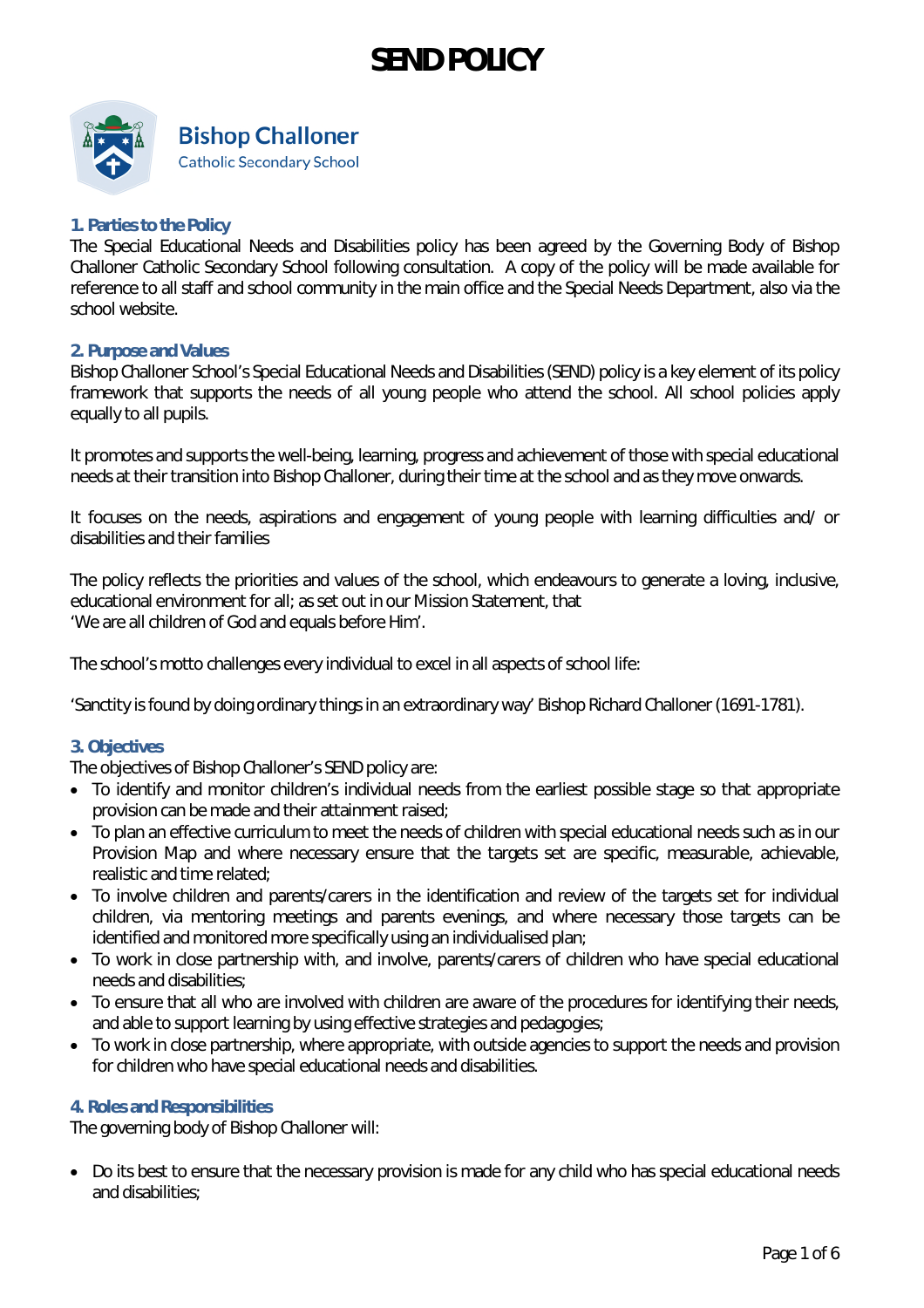# SEND POLICY

**Bishop Challoner**
Catholic Secondary School

### 1. Parties to the Policy

The Special Educational Needs and Disabilities policy has been agreed by the Governing Body of Bishop Challoner Catholic Secondary School following consultation. A copy of the policy will be made available for reference to all staff and school community in the main office and the Special Needs Department, also via the school website.

### 2. Purpose and Values

Bishop Challoner School's Special Educational Needs and Disabilities (SEND) policy is a key element of its policy framework that supports the needs of all young people who attend the school. All school policies apply equally to all pupils.

It promotes and supports the well-being, learning, progress and achievement of those with special educational needs at their transition into Bishop Challoner, during their time at the school and as they move onwards.

It focuses on the needs, aspirations and engagement of young people with learning difficulties and/ or disabilities and their families

The policy reflects the priorities and values of the school, which endeavours to generate a loving, inclusive, educational environment for all; as set out in our Mission Statement, that
'We are all children of God and equals before Him'.

The school's motto challenges every individual to excel in all aspects of school life:

'Sanctity is found by doing ordinary things in an extraordinary way' Bishop Richard Challoner (1691-1781).

### 3. Objectives

The objectives of Bishop Challoner's SEND policy are:

- To identify and monitor children's individual needs from the earliest possible stage so that appropriate provision can be made and their attainment raised;
- To plan an effective curriculum to meet the needs of children with special educational needs such as in our Provision Map and where necessary ensure that the targets set are specific, measurable, achievable, realistic and time related;
- To involve children and parents/carers in the identification and review of the targets set for individual children, via mentoring meetings and parents evenings, and where necessary those targets can be identified and monitored more specifically using an individualised plan;
- To work in close partnership with, and involve, parents/carers of children who have special educational needs and disabilities;
- To ensure that all who are involved with children are aware of the procedures for identifying their needs, and able to support learning by using effective strategies and pedagogies;
- To work in close partnership, where appropriate, with outside agencies to support the needs and provision for children who have special educational needs and disabilities.

### 4. Roles and Responsibilities

The governing body of Bishop Challoner will:

- Do its best to ensure that the necessary provision is made for any child who has special educational needs and disabilities;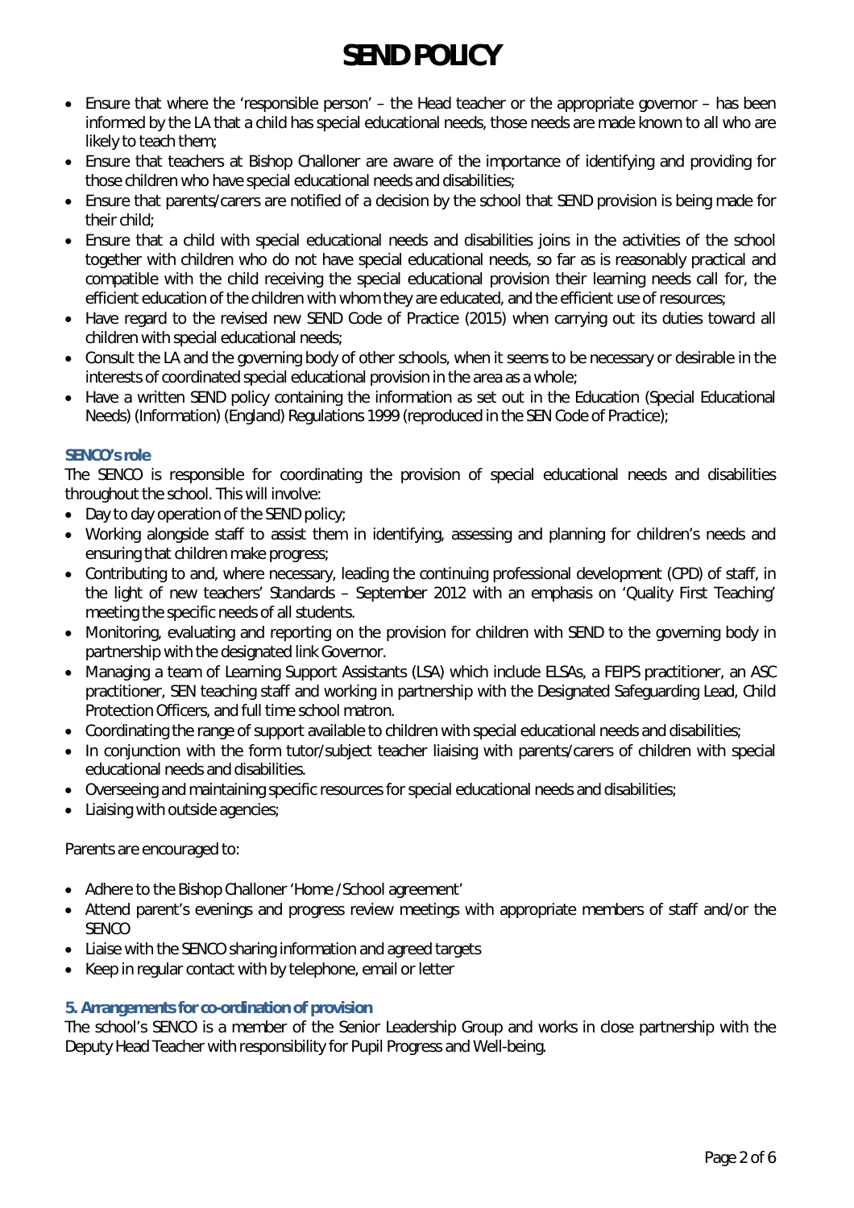- Ensure that where the 'responsible person' – the Head teacher or the appropriate governor – has been informed by the LA that a child has special educational needs, those needs are made known to all who are likely to teach them;
- Ensure that teachers at Bishop Challoner are aware of the importance of identifying and providing for those children who have special educational needs and disabilities;
- Ensure that parents/carers are notified of a decision by the school that SEND provision is being made for their child;
- Ensure that a child with special educational needs and disabilities joins in the activities of the school together with children who do not have special educational needs, so far as is reasonably practical and compatible with the child receiving the special educational provision their learning needs call for, the efficient education of the children with whom they are educated, and the efficient use of resources;
- Have regard to the revised new SEND Code of Practice (2015) when carrying out its duties toward all children with special educational needs;
- Consult the LA and the governing body of other schools, when it seems to be necessary or desirable in the interests of coordinated special educational provision in the area as a whole;
- Have a written SEND policy containing the information as set out in the Education (Special Educational Needs) (Information) (England) Regulations 1999 (reproduced in the SEN Code of Practice);

### SENCO's role

The SENCO is responsible for coordinating the provision of special educational needs and disabilities throughout the school. This will involve:

- Day to day operation of the SEND policy;
- Working alongside staff to assist them in identifying, assessing and planning for children's needs and ensuring that children make progress;
- Contributing to and, where necessary, leading the continuing professional development (CPD) of staff, in the light of new teachers' Standards – September 2012 with an emphasis on 'Quality First Teaching' meeting the specific needs of all students.
- Monitoring, evaluating and reporting on the provision for children with SEND to the governing body in partnership with the designated link Governor.
- Managing a team of Learning Support Assistants (LSA) which include ELSAs, a FEIPS practitioner, an ASC practitioner, SEN teaching staff and working in partnership with the Designated Safeguarding Lead, Child Protection Officers, and full time school matron.
- Coordinating the range of support available to children with special educational needs and disabilities;
- In conjunction with the form tutor/subject teacher liaising with parents/carers of children with special educational needs and disabilities.
- Overseeing and maintaining specific resources for special educational needs and disabilities;
- Liaising with outside agencies;

Parents are encouraged to:

- Adhere to the Bishop Challoner 'Home /School agreement'
- Attend parent's evenings and progress review meetings with appropriate members of staff and/or the SENCO
- Liaise with the SENCO sharing information and agreed targets
- Keep in regular contact with by telephone, email or letter

### 5. Arrangements for co-ordination of provision

The school's SENCO is a member of the Senior Leadership Group and works in close partnership with the Deputy Head Teacher with responsibility for Pupil Progress and Well-being.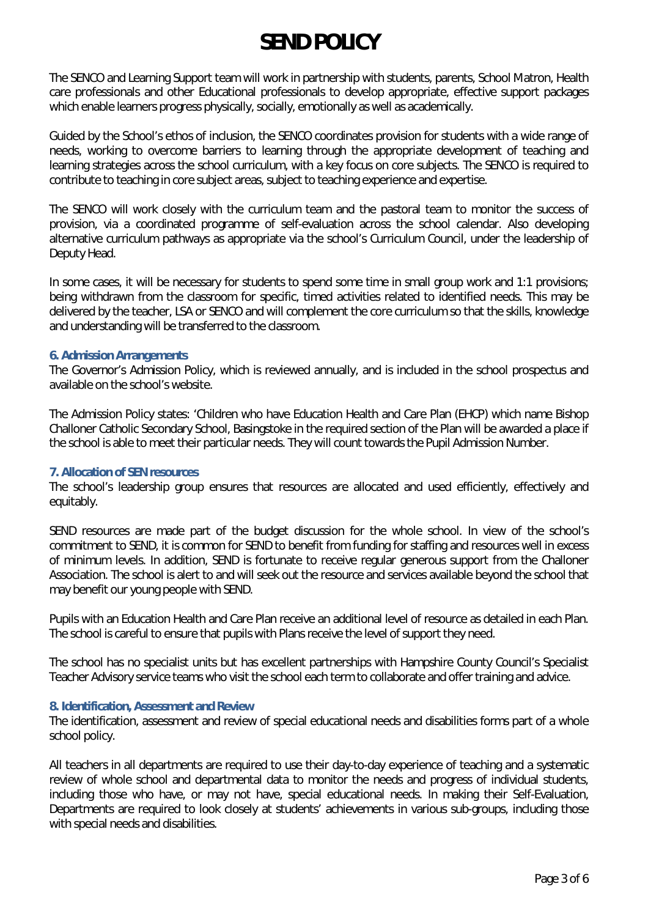# SEND POLICY

The SENCO and Learning Support team will work in partnership with students, parents, School Matron, Health care professionals and other Educational professionals to develop appropriate, effective support packages which enable learners progress physically, socially, emotionally as well as academically.

Guided by the School's ethos of inclusion, the SENCO coordinates provision for students with a wide range of needs, working to overcome barriers to learning through the appropriate development of teaching and learning strategies across the school curriculum, with a key focus on core subjects. The SENCO is required to contribute to teaching in core subject areas, subject to teaching experience and expertise.

The SENCO will work closely with the curriculum team and the pastoral team to monitor the success of provision, via a coordinated programme of self-evaluation across the school calendar. Also developing alternative curriculum pathways as appropriate via the school's Curriculum Council, under the leadership of Deputy Head.

In some cases, it will be necessary for students to spend some time in small group work and 1:1 provisions; being withdrawn from the classroom for specific, timed activities related to identified needs. This may be delivered by the teacher, LSA or SENCO and will complement the core curriculum so that the skills, knowledge and understanding will be transferred to the classroom.

### 6. Admission Arrangements

The Governor's Admission Policy, which is reviewed annually, and is included in the school prospectus and available on the school's website.

The Admission Policy states: 'Children who have Education Health and Care Plan (EHCP) which name Bishop Challoner Catholic Secondary School, Basingstoke in the required section of the Plan will be awarded a place if the school is able to meet their particular needs. They will count towards the Pupil Admission Number.

### 7. Allocation of SEN resources

The school's leadership group ensures that resources are allocated and used efficiently, effectively and equitably.

SEND resources are made part of the budget discussion for the whole school. In view of the school's commitment to SEND, it is common for SEND to benefit from funding for staffing and resources well in excess of minimum levels. In addition, SEND is fortunate to receive regular generous support from the Challoner Association. The school is alert to and will seek out the resource and services available beyond the school that may benefit our young people with SEND.

Pupils with an Education Health and Care Plan receive an additional level of resource as detailed in each Plan. The school is careful to ensure that pupils with Plans receive the level of support they need.

The school has no specialist units but has excellent partnerships with Hampshire County Council's Specialist Teacher Advisory service teams who visit the school each term to collaborate and offer training and advice.

### 8. Identification, Assessment and Review

The identification, assessment and review of special educational needs and disabilities forms part of a whole school policy.

All teachers in all departments are required to use their day-to-day experience of teaching and a systematic review of whole school and departmental data to monitor the needs and progress of individual students, including those who have, or may not have, special educational needs. In making their Self-Evaluation, Departments are required to look closely at students' achievements in various sub-groups, including those with special needs and disabilities.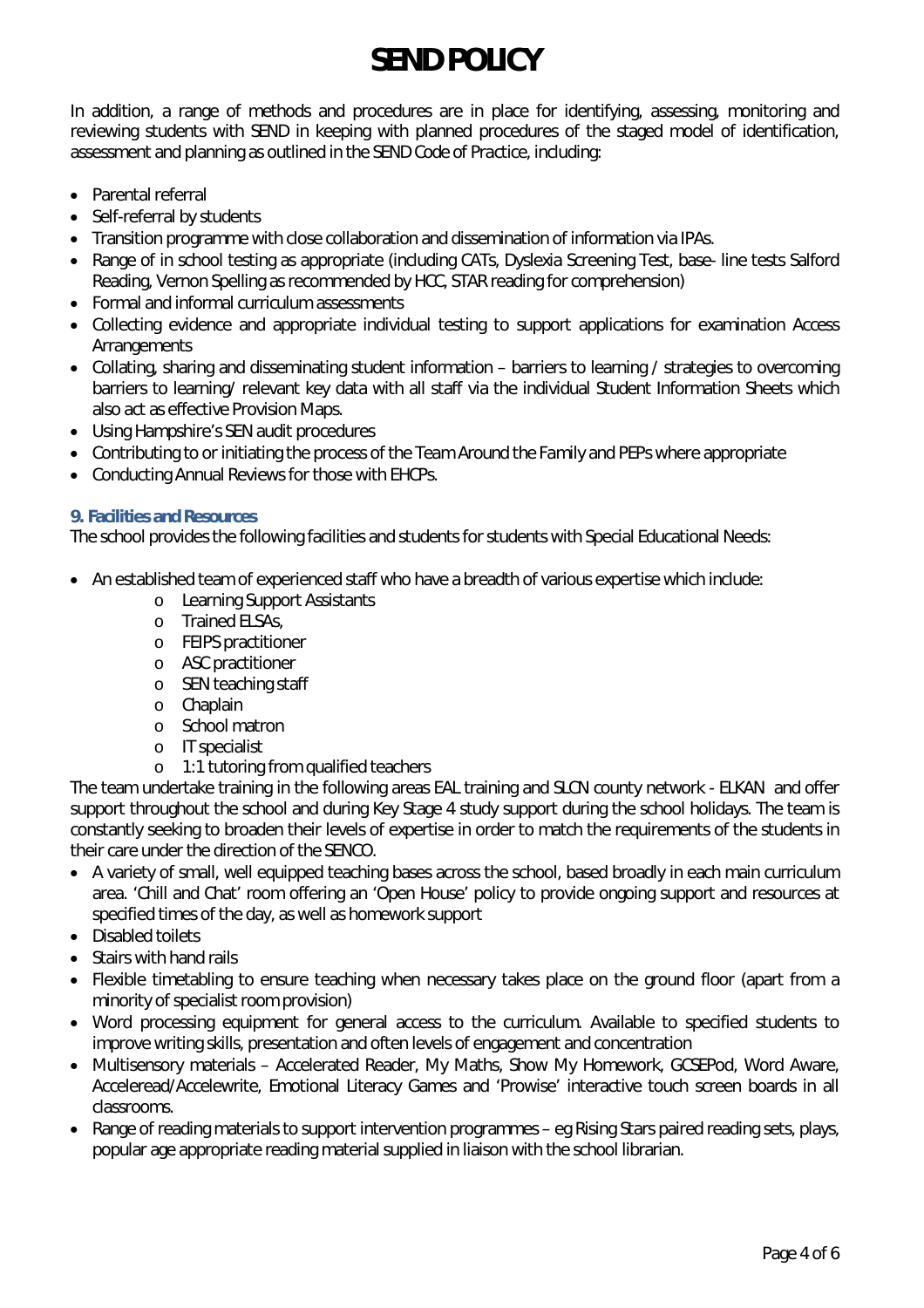# SEND POLICY

In addition, a range of methods and procedures are in place for identifying, assessing, monitoring and reviewing students with SEND in keeping with planned procedures of the staged model of identification, assessment and planning as outlined in the SEND Code of Practice, including:

- Parental referral
- Self-referral by students
- Transition programme with close collaboration and dissemination of information via IPAs.
- Range of in school testing as appropriate (including CATs, Dyslexia Screening Test, base- line tests Salford Reading, Vernon Spelling as recommended by HCC, STAR reading for comprehension)
- Formal and informal curriculum assessments
- Collecting evidence and appropriate individual testing to support applications for examination Access Arrangements
- Collating, sharing and disseminating student information – barriers to learning / strategies to overcoming barriers to learning/ relevant key data with all staff via the individual Student Information Sheets which also act as effective Provision Maps.
- Using Hampshire's SEN audit procedures
- Contributing to or initiating the process of the Team Around the Family and PEPs where appropriate
- Conducting Annual Reviews for those with EHCPs.

### 9. Facilities and Resources

The school provides the following facilities and students for students with Special Educational Needs:

- An established team of experienced staff who have a breadth of various expertise which include:
  - Learning Support Assistants
  - Trained ELSAs,
  - FEIPS practitioner
  - ASC practitioner
  - SEN teaching staff
  - Chaplain
  - School matron
  - IT specialist
  - 1:1 tutoring from qualified teachers

  The team undertake training in the following areas EAL training and SLCN county network - ELKAN and offer support throughout the school and during Key Stage 4 study support during the school holidays. The team is constantly seeking to broaden their levels of expertise in order to match the requirements of the students in their care under the direction of the SENCO.
- A variety of small, well equipped teaching bases across the school, based broadly in each main curriculum area. 'Chill and Chat' room offering an 'Open House' policy to provide ongoing support and resources at specified times of the day, as well as homework support
- Disabled toilets
- Stairs with hand rails
- Flexible timetabling to ensure teaching when necessary takes place on the ground floor (apart from a minority of specialist room provision)
- Word processing equipment for general access to the curriculum. Available to specified students to improve writing skills, presentation and often levels of engagement and concentration
- Multisensory materials – Accelerated Reader, My Maths, Show My Homework, GCSEPod, Word Aware, Acceleread/Accelewrite, Emotional Literacy Games and 'Prowise' interactive touch screen boards in all classrooms.
- Range of reading materials to support intervention programmes – eg Rising Stars paired reading sets, plays, popular age appropriate reading material supplied in liaison with the school librarian.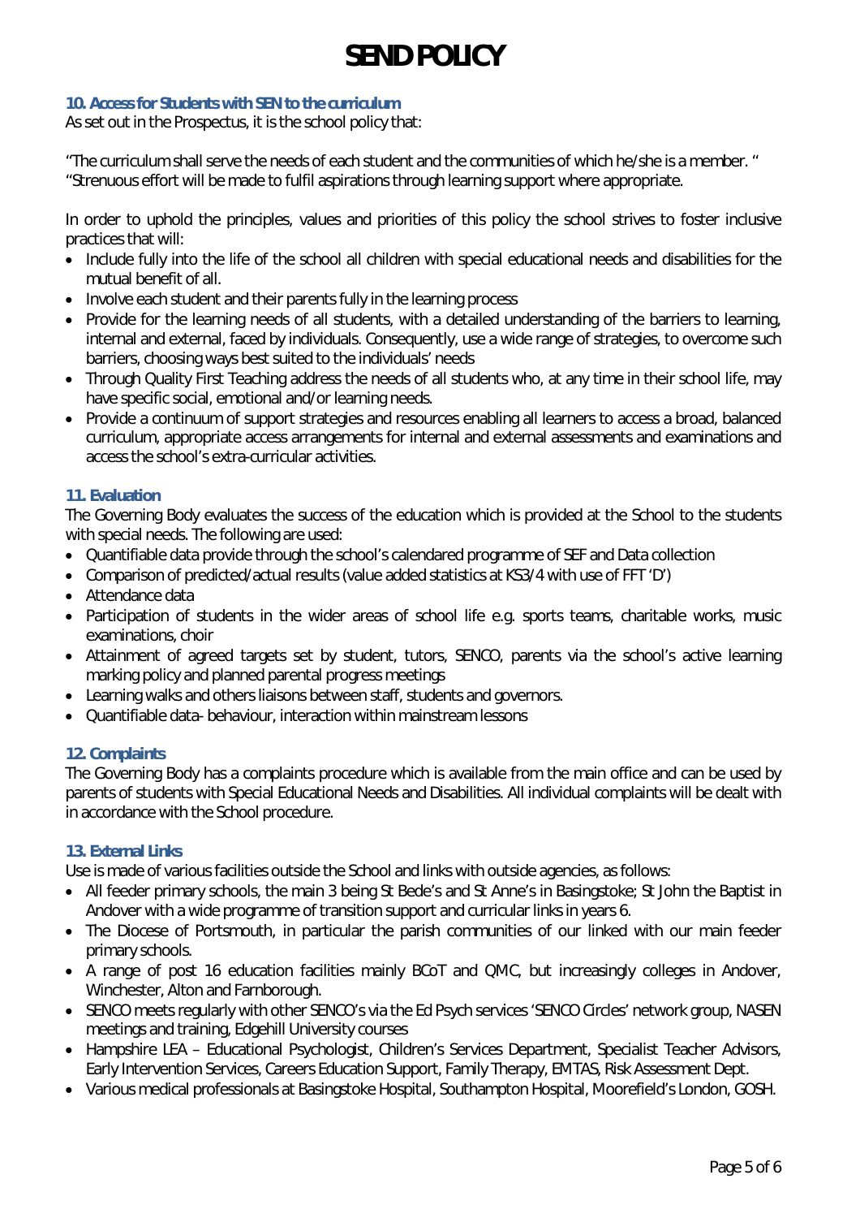# SEND POLICY

### 10. Access for Students with SEN to the curriculum

As set out in the Prospectus, it is the school policy that:

"The curriculum shall serve the needs of each student and the communities of which he/she is a member. "
"Strenuous effort will be made to fulfil aspirations through learning support where appropriate.

In order to uphold the principles, values and priorities of this policy the school strives to foster inclusive practices that will:

- Include fully into the life of the school all children with special educational needs and disabilities for the mutual benefit of all.
- Involve each student and their parents fully in the learning process
- Provide for the learning needs of all students, with a detailed understanding of the barriers to learning, internal and external, faced by individuals. Consequently, use a wide range of strategies, to overcome such barriers, choosing ways best suited to the individuals' needs
- Through Quality First Teaching address the needs of all students who, at any time in their school life, may have specific social, emotional and/or learning needs.
- Provide a continuum of support strategies and resources enabling all learners to access a broad, balanced curriculum, appropriate access arrangements for internal and external assessments and examinations and access the school's extra-curricular activities.

### 11. Evaluation

The Governing Body evaluates the success of the education which is provided at the School to the students with special needs. The following are used:

- Quantifiable data provide through the school's calendared programme of SEF and Data collection
- Comparison of predicted/actual results (value added statistics at KS3/4 with use of FFT 'D')
- Attendance data
- Participation of students in the wider areas of school life e.g. sports teams, charitable works, music examinations, choir
- Attainment of agreed targets set by student, tutors, SENCO, parents via the school's active learning marking policy and planned parental progress meetings
- Learning walks and others liaisons between staff, students and governors.
- Quantifiable data- behaviour, interaction within mainstream lessons

### 12. Complaints

The Governing Body has a complaints procedure which is available from the main office and can be used by parents of students with Special Educational Needs and Disabilities. All individual complaints will be dealt with in accordance with the School procedure.

### 13. External Links

Use is made of various facilities outside the School and links with outside agencies, as follows:

- All feeder primary schools, the main 3 being St Bede's and St Anne's in Basingstoke; St John the Baptist in Andover with a wide programme of transition support and curricular links in years 6.
- The Diocese of Portsmouth, in particular the parish communities of our linked with our main feeder primary schools.
- A range of post 16 education facilities mainly BCoT and QMC, but increasingly colleges in Andover, Winchester, Alton and Farnborough.
- SENCO meets regularly with other SENCO's via the Ed Psych services 'SENCO Circles' network group, NASEN meetings and training, Edgehill University courses
- Hampshire LEA – Educational Psychologist, Children's Services Department, Specialist Teacher Advisors, Early Intervention Services, Careers Education Support, Family Therapy, EMTAS, Risk Assessment Dept.
- Various medical professionals at Basingstoke Hospital, Southampton Hospital, Moorefield's London, GOSH.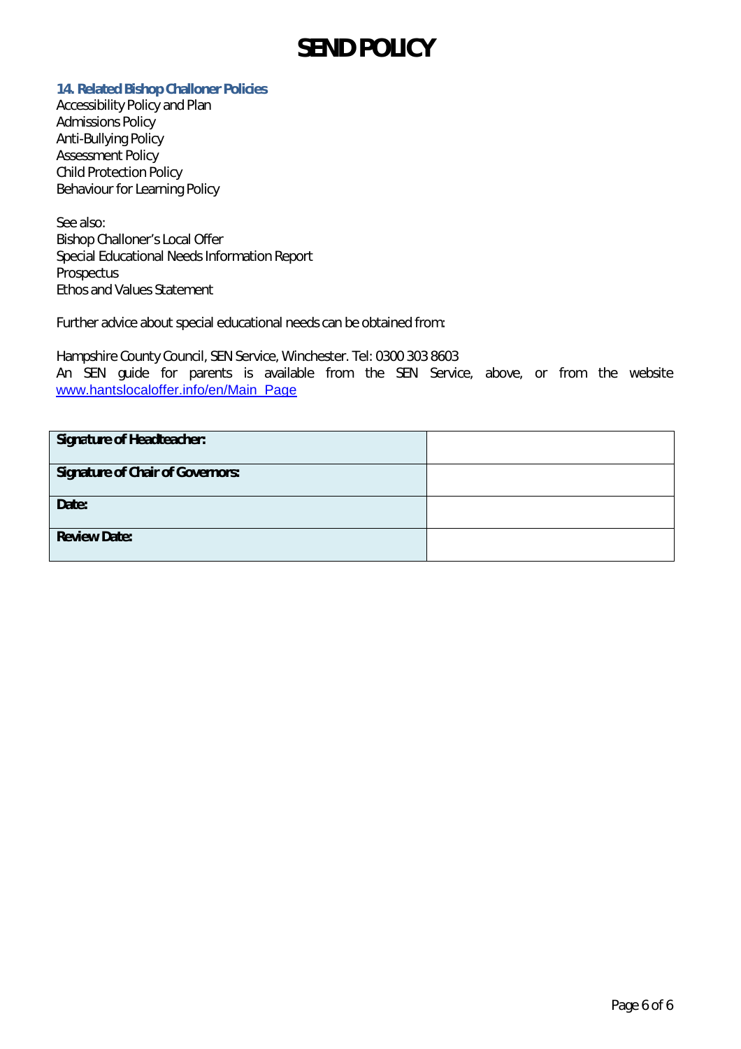# SEND POLICY

### 14. Related Bishop Challoner Policies

Accessibility Policy and Plan
Admissions Policy
Anti-Bullying Policy
Assessment Policy
Child Protection Policy
Behaviour for Learning Policy

See also:
Bishop Challoner's Local Offer
Special Educational Needs Information Report
Prospectus
Ethos and Values Statement

Further advice about special educational needs can be obtained from:

Hampshire County Council, SEN Service, Winchester. Tel: 0300 303 8603
An SEN guide for parents is available from the SEN Service, above, or from the website www.hantslocaloffer.info/en/Main_Page

| | |
|---|---|
| **Signature of Headteacher:** | |
| **Signature of Chair of Governors:** | |
| **Date:** | |
| **Review Date:** | |